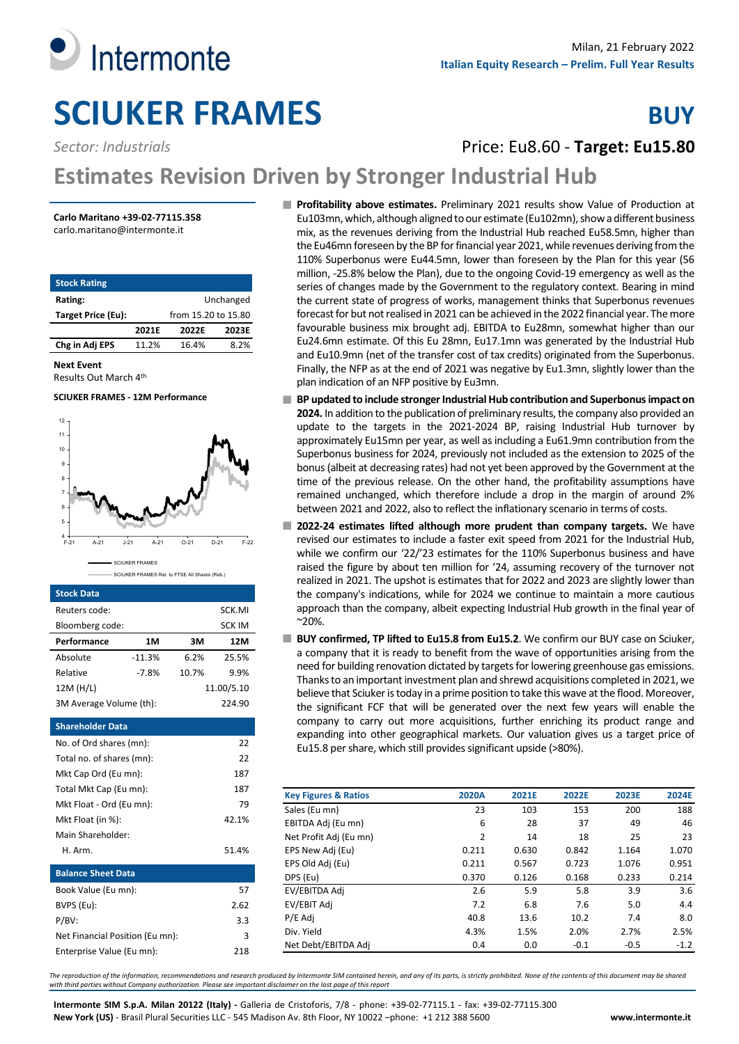Intermonte

Milan, 21 February 2022

**Italian Equity Research – Prelim. Full Year Results**

# SCIUKER FRAMES

**BUY**

*Sector: Industrials*

Price: Eu8.60 - **Target: Eu15.80**

## Estimates Revision Driven by Stronger Industrial Hub

**Carlo Maritano +39-02-77115.358**
carlo.maritano@intermonte.it

| Stock Rating | | | |
|---|---|---|---|
| **Rating:** | | | Unchanged |
| **Target Price (Eu):** | | | from 15.20 to 15.80 |
| | **2021E** | **2022E** | **2023E** |
| **Chg in Adj EPS** | 11.2% | 16.4% | 8.2% |

**Next Event**
Results Out March 4th

**SCIUKER FRAMES - 12M Performance**

SCIUKER FRAMES
SCIUKER FRAMES Rel. to FTSE All Shares (Reb.)

| Stock Data | | | |
|---|---|---|---|
| Reuters code: | | | SCK.MI |
| Bloomberg code: | | | SCK IM |
| **Performance** | **1M** | **3M** | **12M** |
| Absolute | -11.3% | 6.2% | 25.5% |
| Relative | -7.8% | 10.7% | 9.9% |
| 12M (H/L) | | | 11.00/5.10 |
| 3M Average Volume (th): | | | 224.90 |

| Shareholder Data | |
|---|---|
| No. of Ord shares (mn): | 22 |
| Total no. of shares (mn): | 22 |
| Mkt Cap Ord (Eu mn): | 187 |
| Total Mkt Cap (Eu mn): | 187 |
| Mkt Float - Ord (Eu mn): | 79 |
| Mkt Float (in %): | 42.1% |
| Main Shareholder: | |
| H. Arm. | 51.4% |

| Balance Sheet Data | |
|---|---|
| Book Value (Eu mn): | 57 |
| BVPS (Eu): | 2.62 |
| P/BV: | 3.3 |
| Net Financial Position (Eu mn): | 3 |
| Enterprise Value (Eu mn): | 218 |

- **Profitability above estimates.** Preliminary 2021 results show Value of Production at Eu103mn, which, although aligned to our estimate (Eu102mn), show a different business mix, as the revenues deriving from the Industrial Hub reached Eu58.5mn, higher than the Eu46mn foreseen by the BP for financial year 2021, while revenues deriving from the 110% Superbonus were Eu44.5mn, lower than foreseen by the Plan for this year (56 million, -25.8% below the Plan), due to the ongoing Covid-19 emergency as well as the series of changes made by the Government to the regulatory context. Bearing in mind the current state of progress of works, management thinks that Superbonus revenues forecast for but not realised in 2021 can be achieved in the 2022 financial year. The more favourable business mix brought adj. EBITDA to Eu28mn, somewhat higher than our Eu24.6mn estimate. Of this Eu 28mn, Eu17.1mn was generated by the Industrial Hub and Eu10.9mn (net of the transfer cost of tax credits) originated from the Superbonus. Finally, the NFP as at the end of 2021 was negative by Eu1.3mn, slightly lower than the plan indication of an NFP positive by Eu3mn.
- **BP updated to include stronger Industrial Hub contribution and Superbonus impact on 2024.** In addition to the publication of preliminary results, the company also provided an update to the targets in the 2021-2024 BP, raising Industrial Hub turnover by approximately Eu15mn per year, as well as including a Eu61.9mn contribution from the Superbonus business for 2024, previously not included as the extension to 2025 of the bonus (albeit at decreasing rates) had not yet been approved by the Government at the time of the previous release. On the other hand, the profitability assumptions have remained unchanged, which therefore include a drop in the margin of around 2% between 2021 and 2022, also to reflect the inflationary scenario in terms of costs.
- **2022-24 estimates lifted although more prudent than company targets.** We have revised our estimates to include a faster exit speed from 2021 for the Industrial Hub, while we confirm our '22/'23 estimates for the 110% Superbonus business and have raised the figure by about ten million for '24, assuming recovery of the turnover not realized in 2021. The upshot is estimates that for 2022 and 2023 are slightly lower than the company's indications, while for 2024 we continue to maintain a more cautious approach than the company, albeit expecting Industrial Hub growth in the final year of ~20%.
- **BUY confirmed, TP lifted to Eu15.8 from Eu15.2.** We confirm our BUY case on Sciuker, a company that it is ready to benefit from the wave of opportunities arising from the need for building renovation dictated by targets for lowering greenhouse gas emissions. Thanks to an important investment plan and shrewd acquisitions completed in 2021, we believe that Sciuker is today in a prime position to take this wave at the flood. Moreover, the significant FCF that will be generated over the next few years will enable the company to carry out more acquisitions, further enriching its product range and expanding into other geographical markets. Our valuation gives us a target price of Eu15.8 per share, which still provides significant upside (>80%).

| Key Figures & Ratios | 2020A | 2021E | 2022E | 2023E | 2024E |
|---|---|---|---|---|---|
| Sales (Eu mn) | 23 | 103 | 153 | 200 | 188 |
| EBITDA Adj (Eu mn) | 6 | 28 | 37 | 49 | 46 |
| Net Profit Adj (Eu mn) | 2 | 14 | 18 | 25 | 23 |
| EPS New Adj (Eu) | 0.211 | 0.630 | 0.842 | 1.164 | 1.070 |
| EPS Old Adj (Eu) | 0.211 | 0.567 | 0.723 | 1.076 | 0.951 |
| DPS (Eu) | 0.370 | 0.126 | 0.168 | 0.233 | 0.214 |
| EV/EBITDA Adj | 2.6 | 5.9 | 5.8 | 3.9 | 3.6 |
| EV/EBIT Adj | 7.2 | 6.8 | 7.6 | 5.0 | 4.4 |
| P/E Adj | 40.8 | 13.6 | 10.2 | 7.4 | 8.0 |
| Div. Yield | 4.3% | 1.5% | 2.0% | 2.7% | 2.5% |
| Net Debt/EBITDA Adj | 0.4 | 0.0 | -0.1 | -0.5 | -1.2 |

*The reproduction of the information, recommendations and research produced by Intermonte SIM contained herein, and any of its parts, is strictly prohibited. None of the contents of this document may be shared with third parties without Company authorization. Please see important disclaimer on the last page of this report*

**Intermonte SIM S.p.A. Milan 20122 (Italy) -** Galleria de Cristoforis, 7/8 - phone: +39-02-77115.1 - fax: +39-02-77115.300
**New York (US)** - Brasil Plural Securities LLC - 545 Madison Av. 8th Floor, NY 10022 –phone: +1 212 388 5600 **www.intermonte.it**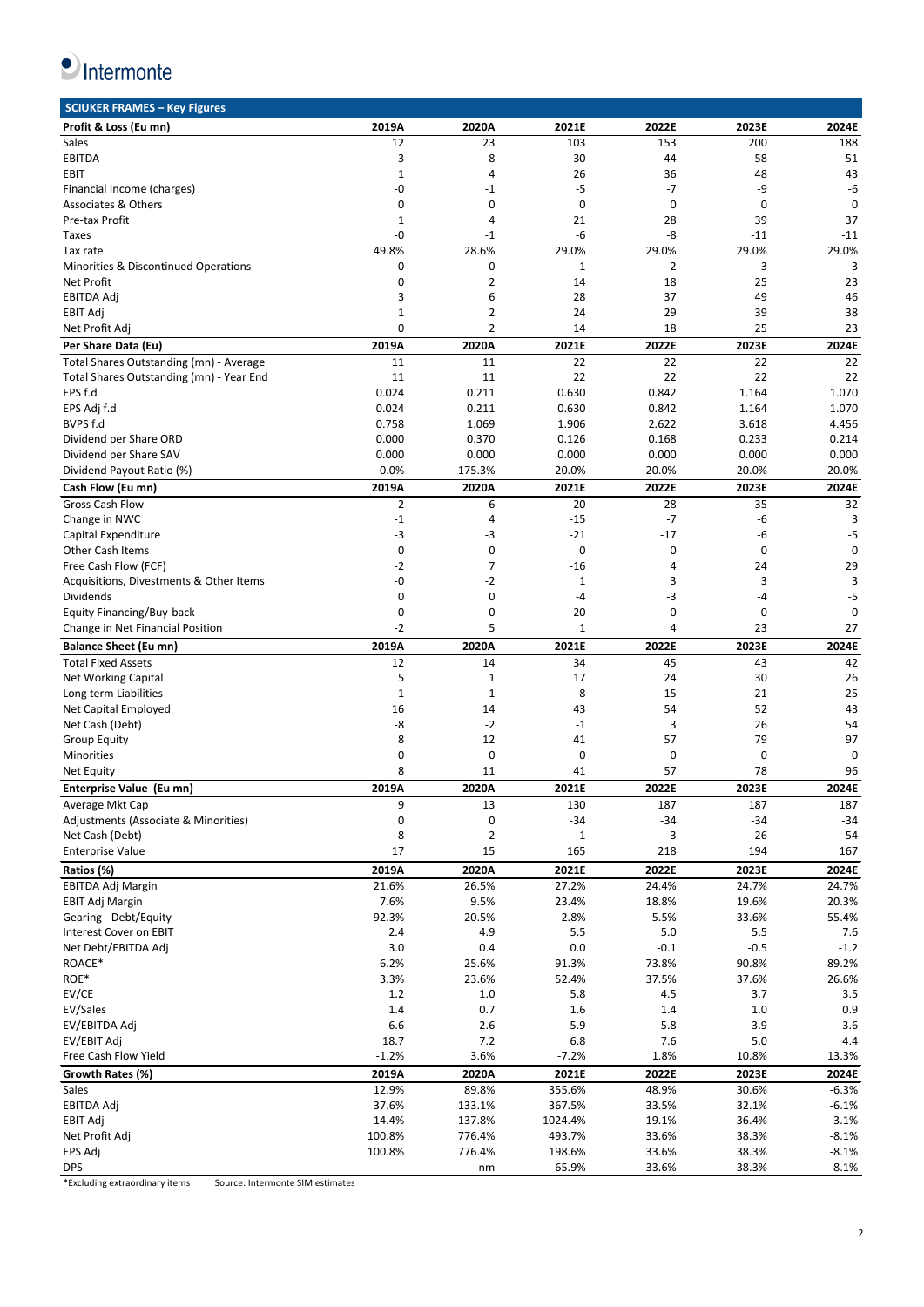## SCIUKER FRAMES – Key Figures

| Profit & Loss (Eu mn) | 2019A | 2020A | 2021E | 2022E | 2023E | 2024E |
|---|---|---|---|---|---|---|
| Sales | 12 | 23 | 103 | 153 | 200 | 188 |
| EBITDA | 3 | 8 | 30 | 44 | 58 | 51 |
| EBIT | 1 | 4 | 26 | 36 | 48 | 43 |
| Financial Income (charges) | -0 | -1 | -5 | -7 | -9 | -6 |
| Associates & Others | 0 | 0 | 0 | 0 | 0 | 0 |
| Pre-tax Profit | 1 | 4 | 21 | 28 | 39 | 37 |
| Taxes | -0 | -1 | -6 | -8 | -11 | -11 |
| Tax rate | 49.8% | 28.6% | 29.0% | 29.0% | 29.0% | 29.0% |
| Minorities & Discontinued Operations | 0 | -0 | -1 | -2 | -3 | -3 |
| Net Profit | 0 | 2 | 14 | 18 | 25 | 23 |
| EBITDA Adj | 3 | 6 | 28 | 37 | 49 | 46 |
| EBIT Adj | 1 | 2 | 24 | 29 | 39 | 38 |
| Net Profit Adj | 0 | 2 | 14 | 18 | 25 | 23 |
| **Per Share Data (Eu)** | **2019A** | **2020A** | **2021E** | **2022E** | **2023E** | **2024E** |
| Total Shares Outstanding (mn) - Average | 11 | 11 | 22 | 22 | 22 | 22 |
| Total Shares Outstanding (mn) - Year End | 11 | 11 | 22 | 22 | 22 | 22 |
| EPS f.d | 0.024 | 0.211 | 0.630 | 0.842 | 1.164 | 1.070 |
| EPS Adj f.d | 0.024 | 0.211 | 0.630 | 0.842 | 1.164 | 1.070 |
| BVPS f.d | 0.758 | 1.069 | 1.906 | 2.622 | 3.618 | 4.456 |
| Dividend per Share ORD | 0.000 | 0.370 | 0.126 | 0.168 | 0.233 | 0.214 |
| Dividend per Share SAV | 0.000 | 0.000 | 0.000 | 0.000 | 0.000 | 0.000 |
| Dividend Payout Ratio (%) | 0.0% | 175.3% | 20.0% | 20.0% | 20.0% | 20.0% |
| **Cash Flow (Eu mn)** | **2019A** | **2020A** | **2021E** | **2022E** | **2023E** | **2024E** |
| Gross Cash Flow | 2 | 6 | 20 | 28 | 35 | 32 |
| Change in NWC | -1 | 4 | -15 | -7 | -6 | 3 |
| Capital Expenditure | -3 | -3 | -21 | -17 | -6 | -5 |
| Other Cash Items | 0 | 0 | 0 | 0 | 0 | 0 |
| Free Cash Flow (FCF) | -2 | 7 | -16 | 4 | 24 | 29 |
| Acquisitions, Divestments & Other Items | -0 | -2 | 1 | 3 | 3 | 3 |
| Dividends | 0 | 0 | -4 | -3 | -4 | -5 |
| Equity Financing/Buy-back | 0 | 0 | 20 | 0 | 0 | 0 |
| Change in Net Financial Position | -2 | 5 | 1 | 4 | 23 | 27 |
| **Balance Sheet (Eu mn)** | **2019A** | **2020A** | **2021E** | **2022E** | **2023E** | **2024E** |
| Total Fixed Assets | 12 | 14 | 34 | 45 | 43 | 42 |
| Net Working Capital | 5 | 1 | 17 | 24 | 30 | 26 |
| Long term Liabilities | -1 | -1 | -8 | -15 | -21 | -25 |
| Net Capital Employed | 16 | 14 | 43 | 54 | 52 | 43 |
| Net Cash (Debt) | -8 | -2 | -1 | 3 | 26 | 54 |
| Group Equity | 8 | 12 | 41 | 57 | 79 | 97 |
| Minorities | 0 | 0 | 0 | 0 | 0 | 0 |
| Net Equity | 8 | 11 | 41 | 57 | 78 | 96 |
| **Enterprise Value (Eu mn)** | **2019A** | **2020A** | **2021E** | **2022E** | **2023E** | **2024E** |
| Average Mkt Cap | 9 | 13 | 130 | 187 | 187 | 187 |
| Adjustments (Associate & Minorities) | 0 | 0 | -34 | -34 | -34 | -34 |
| Net Cash (Debt) | -8 | -2 | -1 | 3 | 26 | 54 |
| Enterprise Value | 17 | 15 | 165 | 218 | 194 | 167 |
| **Ratios (%)** | **2019A** | **2020A** | **2021E** | **2022E** | **2023E** | **2024E** |
| EBITDA Adj Margin | 21.6% | 26.5% | 27.2% | 24.4% | 24.7% | 24.7% |
| EBIT Adj Margin | 7.6% | 9.5% | 23.4% | 18.8% | 19.6% | 20.3% |
| Gearing - Debt/Equity | 92.3% | 20.5% | 2.8% | -5.5% | -33.6% | -55.4% |
| Interest Cover on EBIT | 2.4 | 4.9 | 5.5 | 5.0 | 5.5 | 7.6 |
| Net Debt/EBITDA Adj | 3.0 | 0.4 | 0.0 | -0.1 | -0.5 | -1.2 |
| ROACE* | 6.2% | 25.6% | 91.3% | 73.8% | 90.8% | 89.2% |
| ROE* | 3.3% | 23.6% | 52.4% | 37.5% | 37.6% | 26.6% |
| EV/CE | 1.2 | 1.0 | 5.8 | 4.5 | 3.7 | 3.5 |
| EV/Sales | 1.4 | 0.7 | 1.6 | 1.4 | 1.0 | 0.9 |
| EV/EBITDA Adj | 6.6 | 2.6 | 5.9 | 5.8 | 3.9 | 3.6 |
| EV/EBIT Adj | 18.7 | 7.2 | 6.8 | 7.6 | 5.0 | 4.4 |
| Free Cash Flow Yield | -1.2% | 3.6% | -7.2% | 1.8% | 10.8% | 13.3% |
| **Growth Rates (%)** | **2019A** | **2020A** | **2021E** | **2022E** | **2023E** | **2024E** |
| Sales | 12.9% | 89.8% | 355.6% | 48.9% | 30.6% | -6.3% |
| EBITDA Adj | 37.6% | 133.1% | 367.5% | 33.5% | 32.1% | -6.1% |
| EBIT Adj | 14.4% | 137.8% | 1024.4% | 19.1% | 36.4% | -3.1% |
| Net Profit Adj | 100.8% | 776.4% | 493.7% | 33.6% | 38.3% | -8.1% |
| EPS Adj | 100.8% | 776.4% | 198.6% | 33.6% | 38.3% | -8.1% |
| DPS | | nm | -65.9% | 33.6% | 38.3% | -8.1% |

*Excluding extraordinary items Source: Intermonte SIM estimates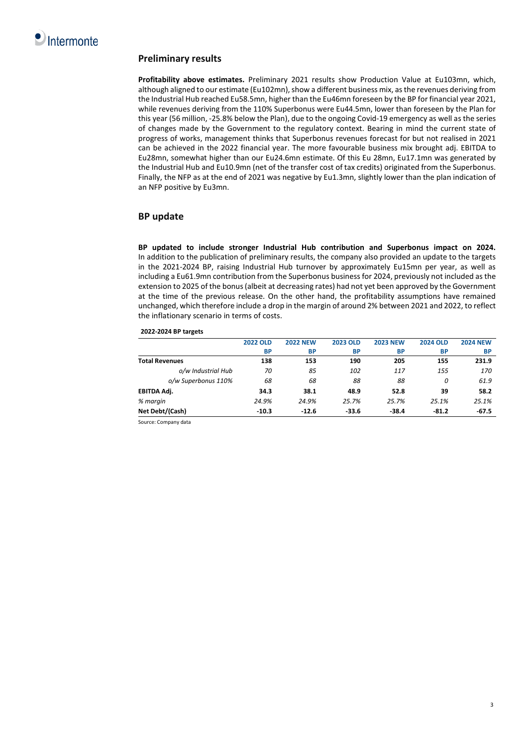## Preliminary results

**Profitability above estimates.** Preliminary 2021 results show Production Value at Eu103mn, which, although aligned to our estimate (Eu102mn), show a different business mix, as the revenues deriving from the Industrial Hub reached Eu58.5mn, higher than the Eu46mn foreseen by the BP for financial year 2021, while revenues deriving from the 110% Superbonus were Eu44.5mn, lower than foreseen by the Plan for this year (56 million, -25.8% below the Plan), due to the ongoing Covid-19 emergency as well as the series of changes made by the Government to the regulatory context. Bearing in mind the current state of progress of works, management thinks that Superbonus revenues forecast for but not realised in 2021 can be achieved in the 2022 financial year. The more favourable business mix brought adj. EBITDA to Eu28mn, somewhat higher than our Eu24.6mn estimate. Of this Eu 28mn, Eu17.1mn was generated by the Industrial Hub and Eu10.9mn (net of the transfer cost of tax credits) originated from the Superbonus. Finally, the NFP as at the end of 2021 was negative by Eu1.3mn, slightly lower than the plan indication of an NFP positive by Eu3mn.

## BP update

**BP updated to include stronger Industrial Hub contribution and Superbonus impact on 2024.** In addition to the publication of preliminary results, the company also provided an update to the targets in the 2021-2024 BP, raising Industrial Hub turnover by approximately Eu15mn per year, as well as including a Eu61.9mn contribution from the Superbonus business for 2024, previously not included as the extension to 2025 of the bonus (albeit at decreasing rates) had not yet been approved by the Government at the time of the previous release. On the other hand, the profitability assumptions have remained unchanged, which therefore include a drop in the margin of around 2% between 2021 and 2022, to reflect the inflationary scenario in terms of costs.

**2022-2024 BP targets**

| | 2022 OLD BP | 2022 NEW BP | 2023 OLD BP | 2023 NEW BP | 2024 OLD BP | 2024 NEW BP |
|---|---|---|---|---|---|---|
| **Total Revenues** | **138** | **153** | **190** | **205** | **155** | **231.9** |
| *o/w Industrial Hub* | *70* | *85* | *102* | *117* | *155* | *170* |
| *o/w Superbonus 110%* | *68* | *68* | *88* | *88* | *0* | *61.9* |
| **EBITDA Adj.** | **34.3** | **38.1** | **48.9** | **52.8** | **39** | **58.2** |
| *% margin* | *24.9%* | *24.9%* | *25.7%* | *25.7%* | *25.1%* | *25.1%* |
| **Net Debt/(Cash)** | **-10.3** | **-12.6** | **-33.6** | **-38.4** | **-81.2** | **-67.5** |

Source: Company data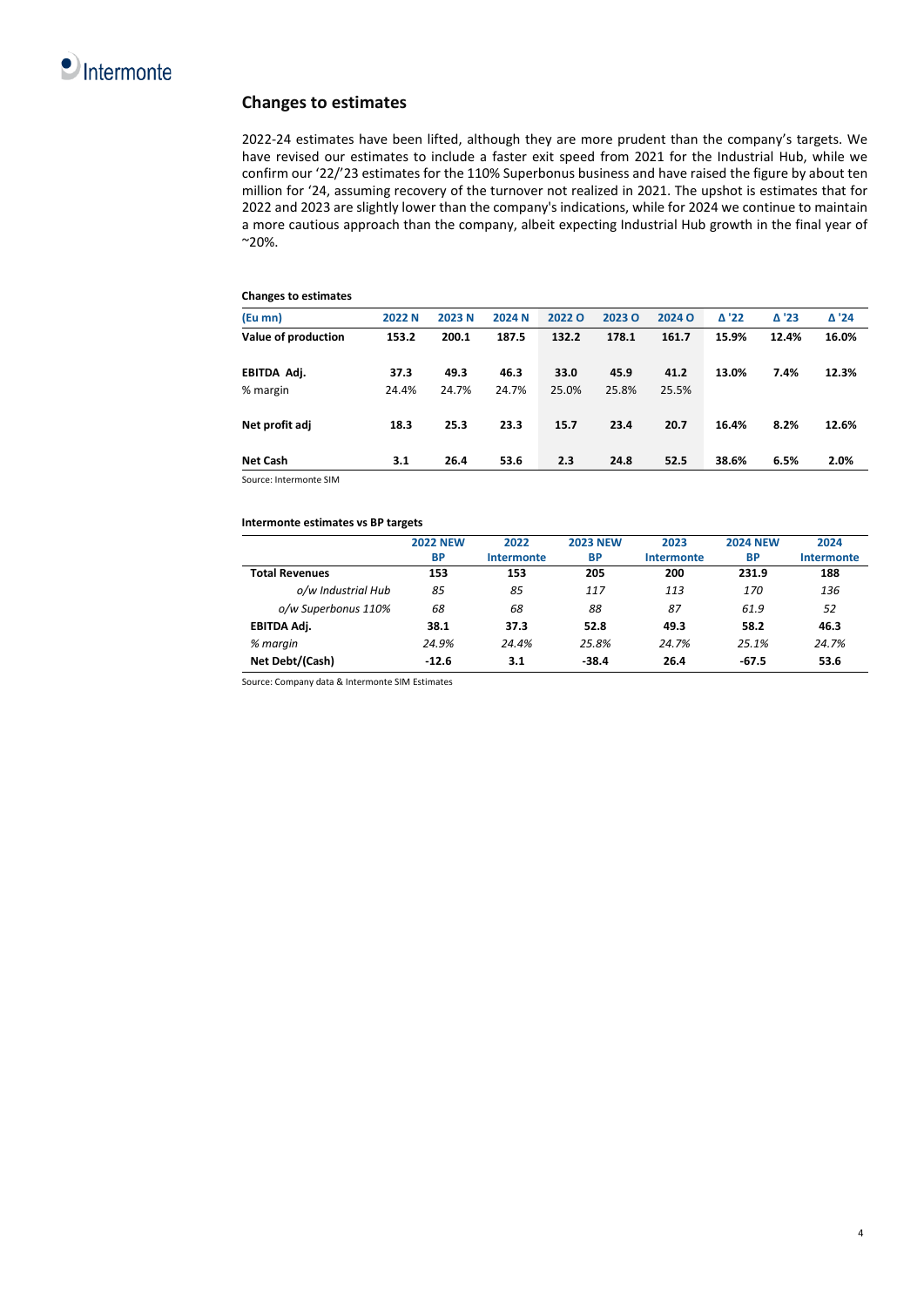## Changes to estimates

2022-24 estimates have been lifted, although they are more prudent than the company's targets. We have revised our estimates to include a faster exit speed from 2021 for the Industrial Hub, while we confirm our '22/'23 estimates for the 110% Superbonus business and have raised the figure by about ten million for '24, assuming recovery of the turnover not realized in 2021. The upshot is estimates that for 2022 and 2023 are slightly lower than the company's indications, while for 2024 we continue to maintain a more cautious approach than the company, albeit expecting Industrial Hub growth in the final year of ~20%.

**Changes to estimates**

| (Eu mn) | 2022 N | 2023 N | 2024 N | 2022 O | 2023 O | 2024 O | Δ '22 | Δ '23 | Δ '24 |
|---|---|---|---|---|---|---|---|---|---|
| **Value of production** | **153.2** | **200.1** | **187.5** | **132.2** | **178.1** | **161.7** | **15.9%** | **12.4%** | **16.0%** |
| **EBITDA Adj.** | **37.3** | **49.3** | **46.3** | **33.0** | **45.9** | **41.2** | **13.0%** | **7.4%** | **12.3%** |
| % margin | 24.4% | 24.7% | 24.7% | 25.0% | 25.8% | 25.5% | | | |
| **Net profit adj** | **18.3** | **25.3** | **23.3** | **15.7** | **23.4** | **20.7** | **16.4%** | **8.2%** | **12.6%** |
| **Net Cash** | **3.1** | **26.4** | **53.6** | **2.3** | **24.8** | **52.5** | **38.6%** | **6.5%** | **2.0%** |

Source: Intermonte SIM

**Intermonte estimates vs BP targets**

| | 2022 NEW BP | 2022 Intermonte | 2023 NEW BP | 2023 Intermonte | 2024 NEW BP | 2024 Intermonte |
|---|---|---|---|---|---|---|
| **Total Revenues** | **153** | **153** | **205** | **200** | **231.9** | **188** |
| *o/w Industrial Hub* | *85* | *85* | *117* | *113* | *170* | *136* |
| *o/w Superbonus 110%* | *68* | *68* | *88* | *87* | *61.9* | *52* |
| **EBITDA Adj.** | **38.1** | **37.3** | **52.8** | **49.3** | **58.2** | **46.3** |
| *% margin* | *24.9%* | *24.4%* | *25.8%* | *24.7%* | *25.1%* | *24.7%* |
| **Net Debt/(Cash)** | **-12.6** | **3.1** | **-38.4** | **26.4** | **-67.5** | **53.6** |

Source: Company data & Intermonte SIM Estimates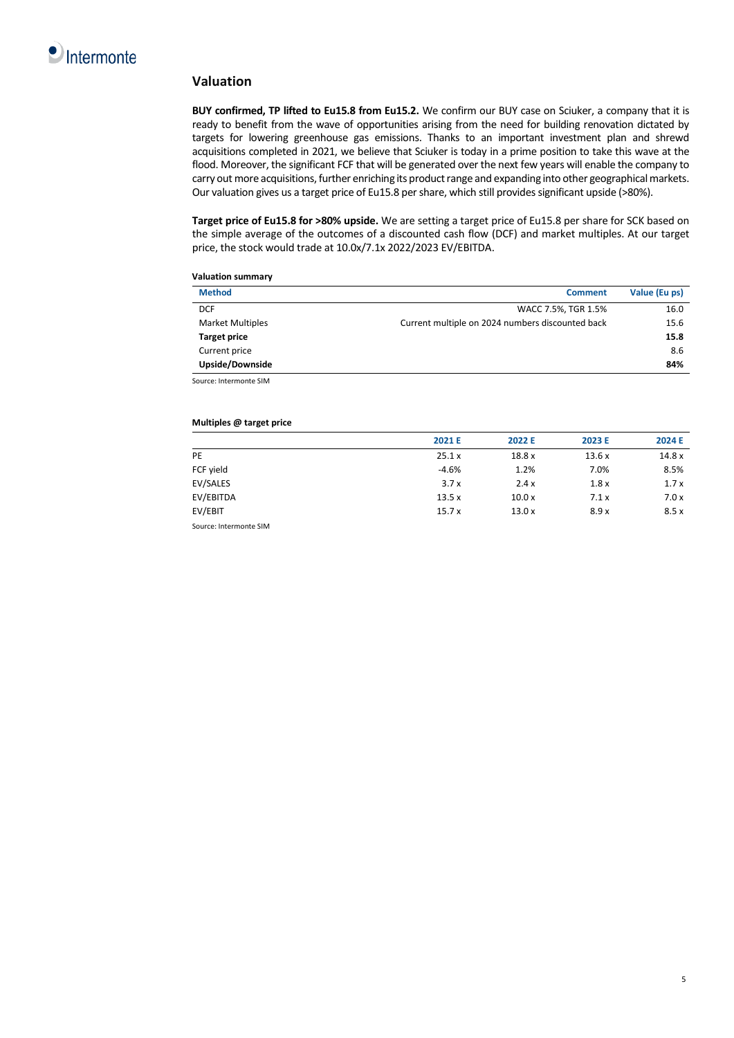## Valuation

**BUY confirmed, TP lifted to Eu15.8 from Eu15.2.** We confirm our BUY case on Sciuker, a company that it is ready to benefit from the wave of opportunities arising from the need for building renovation dictated by targets for lowering greenhouse gas emissions. Thanks to an important investment plan and shrewd acquisitions completed in 2021, we believe that Sciuker is today in a prime position to take this wave at the flood. Moreover, the significant FCF that will be generated over the next few years will enable the company to carry out more acquisitions, further enriching its product range and expanding into other geographical markets. Our valuation gives us a target price of Eu15.8 per share, which still provides significant upside (>80%).

**Target price of Eu15.8 for >80% upside.** We are setting a target price of Eu15.8 per share for SCK based on the simple average of the outcomes of a discounted cash flow (DCF) and market multiples. At our target price, the stock would trade at 10.0x/7.1x 2022/2023 EV/EBITDA.

**Valuation summary**

| Method | Comment | Value (Eu ps) |
|---|---|---|
| DCF | WACC 7.5%, TGR 1.5% | 16.0 |
| Market Multiples | Current multiple on 2024 numbers discounted back | 15.6 |
| **Target price** | | **15.8** |
| Current price | | 8.6 |
| **Upside/Downside** | | **84%** |

Source: Intermonte SIM

**Multiples @ target price**

| | 2021 E | 2022 E | 2023 E | 2024 E |
|---|---|---|---|---|
| PE | 25.1 x | 18.8 x | 13.6 x | 14.8 x |
| FCF yield | -4.6% | 1.2% | 7.0% | 8.5% |
| EV/SALES | 3.7 x | 2.4 x | 1.8 x | 1.7 x |
| EV/EBITDA | 13.5 x | 10.0 x | 7.1 x | 7.0 x |
| EV/EBIT | 15.7 x | 13.0 x | 8.9 x | 8.5 x |

Source: Intermonte SIM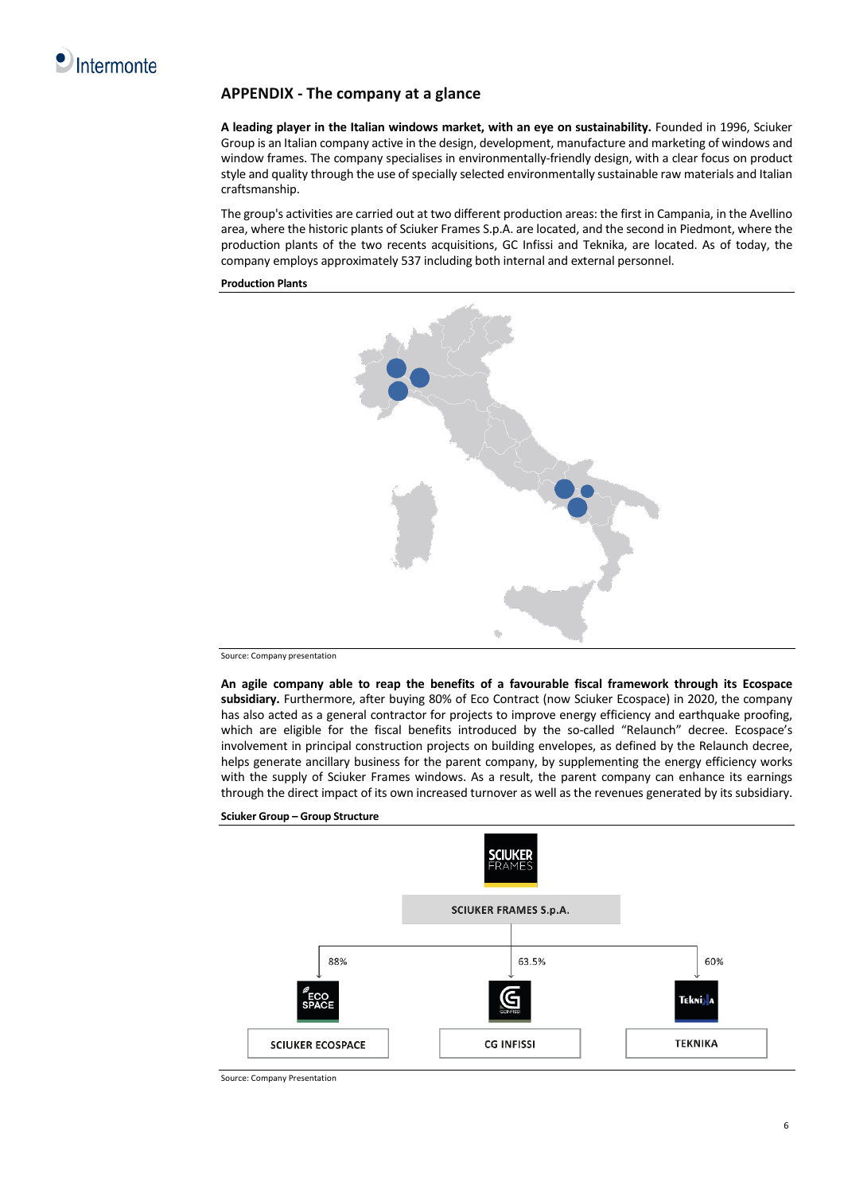## APPENDIX - The company at a glance

**A leading player in the Italian windows market, with an eye on sustainability.** Founded in 1996, Sciuker Group is an Italian company active in the design, development, manufacture and marketing of windows and window frames. The company specialises in environmentally-friendly design, with a clear focus on product style and quality through the use of specially selected environmentally sustainable raw materials and Italian craftsmanship.

The group's activities are carried out at two different production areas: the first in Campania, in the Avellino area, where the historic plants of Sciuker Frames S.p.A. are located, and the second in Piedmont, where the production plants of the two recents acquisitions, GC Infissi and Teknika, are located. As of today, the company employs approximately 537 including both internal and external personnel.

**Production Plants**

Source: Company presentation

**An agile company able to reap the benefits of a favourable fiscal framework through its Ecospace subsidiary.** Furthermore, after buying 80% of Eco Contract (now Sciuker Ecospace) in 2020, the company has also acted as a general contractor for projects to improve energy efficiency and earthquake proofing, which are eligible for the fiscal benefits introduced by the so-called "Relaunch" decree. Ecospace's involvement in principal construction projects on building envelopes, as defined by the Relaunch decree, helps generate ancillary business for the parent company, by supplementing the energy efficiency works with the supply of Sciuker Frames windows. As a result, the parent company can enhance its earnings through the direct impact of its own increased turnover as well as the revenues generated by its subsidiary.

**Sciuker Group – Group Structure**

SCIUKER FRAMES S.p.A.

- 88% – SCIUKER ECOSPACE
- 63.5% – CG INFISSI
- 60% – TEKNIKA

Source: Company Presentation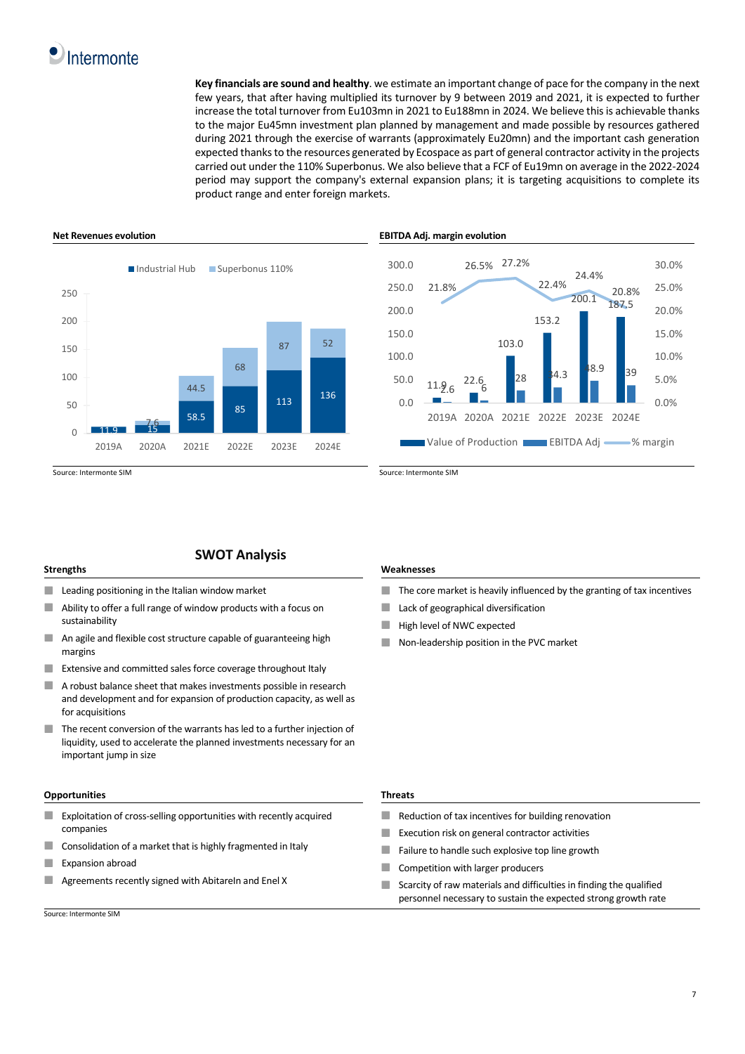**Key financials are sound and healthy**. we estimate an important change of pace for the company in the next few years, that after having multiplied its turnover by 9 between 2019 and 2021, it is expected to further increase the total turnover from Eu103mn in 2021 to Eu188mn in 2024. We believe this is achievable thanks to the major Eu45mn investment plan planned by management and made possible by resources gathered during 2021 through the exercise of warrants (approximately Eu20mn) and the important cash generation expected thanks to the resources generated by Ecospace as part of general contractor activity in the projects carried out under the 110% Superbonus. We also believe that a FCF of Eu19mn on average in the 2022-2024 period may support the company's external expansion plans; it is targeting acquisitions to complete its product range and enter foreign markets.

**Net Revenues evolution**

| | 2019A | 2020A | 2021E | 2022E | 2023E | 2024E |
|---|---|---|---|---|---|---|
| Industrial Hub | 11.9 | 15 | 58.5 | 85 | 113 | 136 |
| Superbonus 110% | | 7.6 | 44.5 | 68 | 87 | 52 |

Source: Intermonte SIM

**EBITDA Adj. margin evolution**

| | 2019A | 2020A | 2021E | 2022E | 2023E | 2024E |
|---|---|---|---|---|---|---|
| Value of Production | 11.9 | 22.6 | 103.0 | 153.2 | 200.1 | 187.5 |
| EBITDA Adj | 2.6 | 6 | 28 | 34.3 | 48.9 | 39 |
| % margin | 21.8% | 26.5% | 27.2% | 22.4% | 24.4% | 20.8% |

Source: Intermonte SIM

## SWOT Analysis

**Strengths**

- Leading positioning in the Italian window market
- Ability to offer a full range of window products with a focus on sustainability
- An agile and flexible cost structure capable of guaranteeing high margins
- Extensive and committed sales force coverage throughout Italy
- A robust balance sheet that makes investments possible in research and development and for expansion of production capacity, as well as for acquisitions
- The recent conversion of the warrants has led to a further injection of liquidity, used to accelerate the planned investments necessary for an important jump in size

**Weaknesses**

- The core market is heavily influenced by the granting of tax incentives
- Lack of geographical diversification
- High level of NWC expected
- Non-leadership position in the PVC market

**Opportunities**

- Exploitation of cross-selling opportunities with recently acquired companies
- Consolidation of a market that is highly fragmented in Italy
- Expansion abroad
- Agreements recently signed with AbitareIn and Enel X

**Threats**

- Reduction of tax incentives for building renovation
- Execution risk on general contractor activities
- Failure to handle such explosive top line growth
- Competition with larger producers
- Scarcity of raw materials and difficulties in finding the qualified personnel necessary to sustain the expected strong growth rate

Source: Intermonte SIM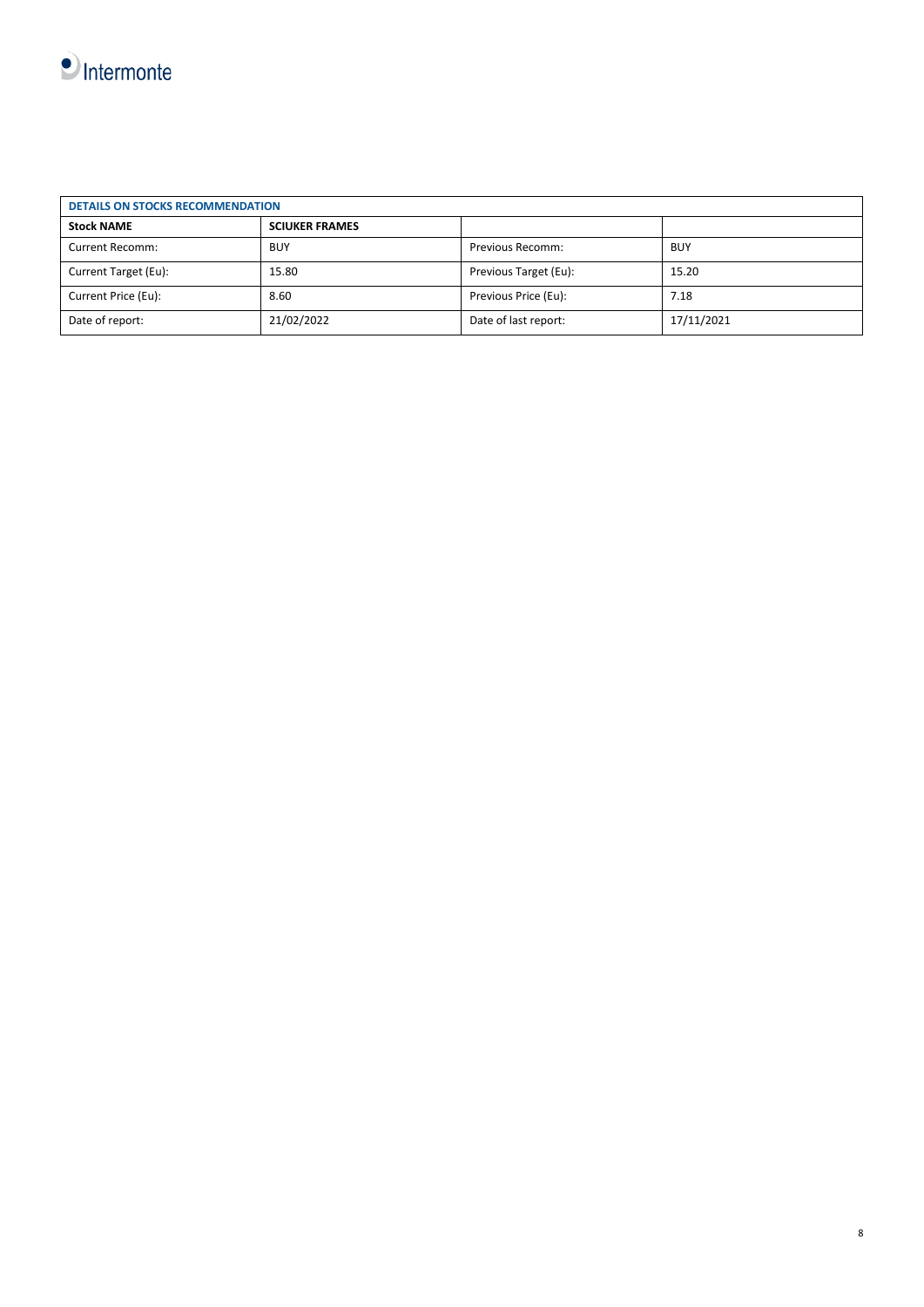| DETAILS ON STOCKS RECOMMENDATION | | | |
|---|---|---|---|
| **Stock NAME** | **SCIUKER FRAMES** | | |
| Current Recomm: | BUY | Previous Recomm: | BUY |
| Current Target (Eu): | 15.80 | Previous Target (Eu): | 15.20 |
| Current Price (Eu): | 8.60 | Previous Price (Eu): | 7.18 |
| Date of report: | 21/02/2022 | Date of last report: | 17/11/2021 |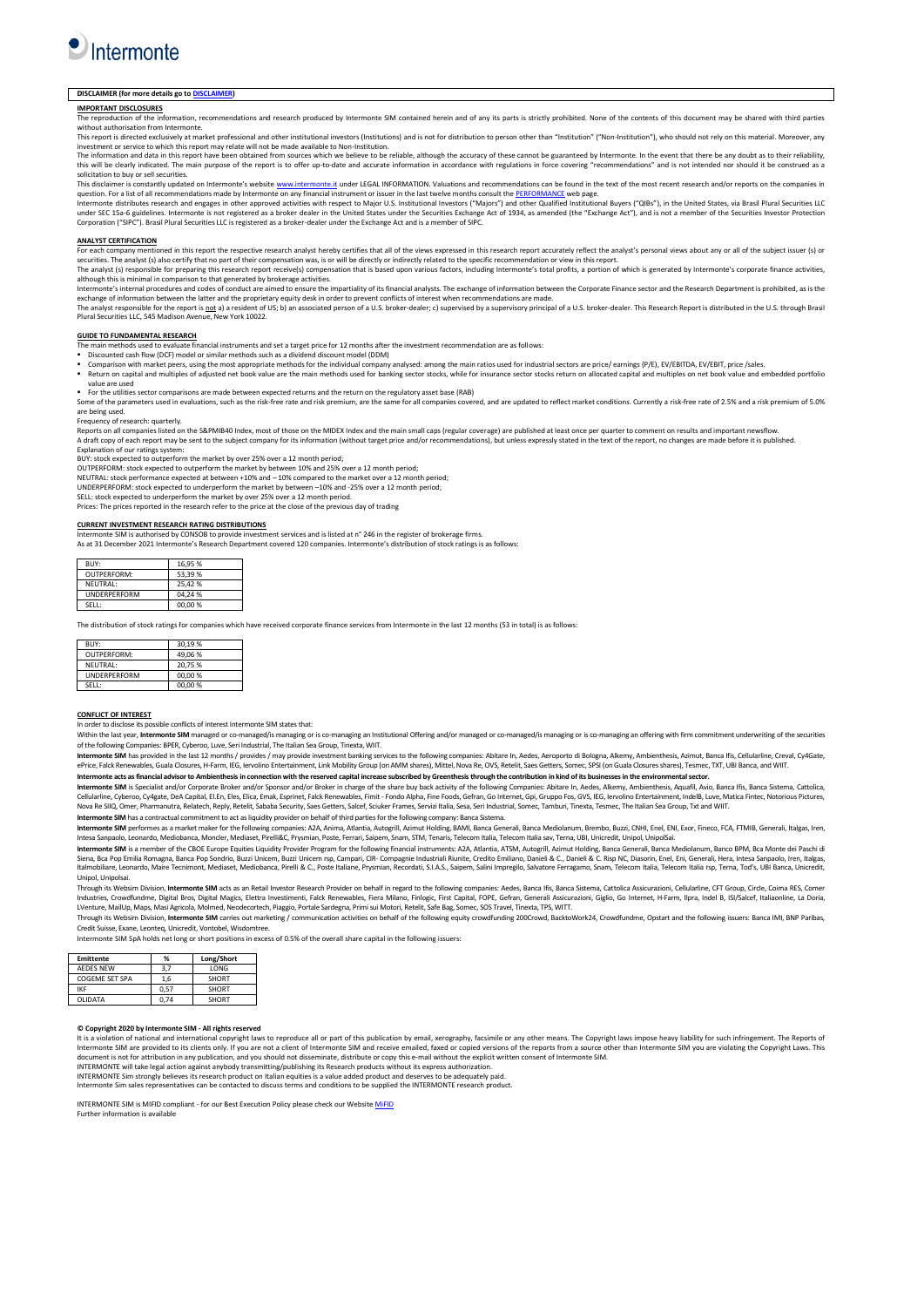**DISCLAIMER (for more details go to DISCLAIMER)**

**IMPORTANT DISCLOSURES**

The reproduction of the information, recommendations and research produced by Intermonte SIM contained herein and of any its parts is strictly prohibited. None of the contents of this document may be shared with third parties without authorisation from Intermonte.

This report is directed exclusively at market professional and other institutional investors (Institutions) and is not for distribution to person other than "Institution" ("Non-Institution"), who should not rely on this material. Moreover, any investment or service to which this report may relate will not be made available to Non-Institution.

The information and data in this report have been obtained from sources which we believe to be reliable, although the accuracy of these cannot be guaranteed by Intermonte. In the event that there be any doubt as to their reliability, this will be clearly indicated. The main purpose of the report is to offer up-to-date and accurate information in accordance with regulations in force covering "recommendations" and is not intended nor should it be construed as a solicitation to buy or sell securities.

This disclaimer is constantly updated on Intermonte's website www.intermonte.it under LEGAL INFORMATION. Valuations and recommendations can be found in the text of the most recent research and/or reports on the companies in question. For a list of all recommendations made by Intermonte on any financial instrument or issuer in the last twelve months consult the PERFORMANCE web page.

Intermonte distributes research and engages in other approved activities with respect to Major U.S. Institutional Investors ("Majors") and other Qualified Institutional Buyers ("QIBs"), in the United States, via Brasil Plural Securities LLC under SEC 15a-6 guidelines. Intermonte is not registered as a broker dealer in the United States under the Securities Exchange Act of 1934, as amended (the "Exchange Act"), and is not a member of the Securities Investor Protection Corporation ("SIPC"). Brasil Plural Securities LLC is registered as a broker-dealer under the Exchange Act and is a member of SIPC.

**ANALYST CERTIFICATION**

For each company mentioned in this report the respective research analyst hereby certifies that all of the views expressed in this research report accurately reflect the analyst's personal views about any or all of the subject issuer (s) or securities. The analyst (s) also certify that no part of their compensation was, is or will be directly or indirectly related to the specific recommendation or view in this report.

The analyst (s) responsible for preparing this research report receive(s) compensation that is based upon various factors, including Intermonte's total profits, a portion of which is generated by Intermonte's corporate finance activities, although this is minimal in comparison to that generated by brokerage activities.

Intermonte's internal procedures and codes of conduct are aimed to ensure the impartiality of its financial analysts. The exchange of information between the Corporate Finance sector and the Research Department is prohibited, as is the exchange of information between the latter and the proprietary equity desk in order to prevent conflicts of interest when recommendations are made.

The analyst responsible for the report is not a) a resident of US; b) an associated person of a U.S. broker-dealer; c) supervised by a supervisory principal of a U.S. broker-dealer. This Research Report is distributed in the U.S. through Brasil Plural Securities LLC, 545 Madison Avenue, New York 10022.

**GUIDE TO FUNDAMENTAL RESEARCH**

The main methods used to evaluate financial instruments and set a target price for 12 months after the investment recommendation are as follows:

- Discounted cash flow (DCF) model or similar methods such as a dividend discount model (DDM)
- Comparison with market peers, using the most appropriate methods for the individual company analysed: among the main ratios used for industrial sectors are price/ earnings (P/E), EV/EBITDA, EV/EBIT, price /sales.
- Return on capital and multiples of adjusted net book value are the main methods used for banking sector stocks, while for insurance sector stocks return on allocated capital and multiples on net book value and embedded portfolio value are used
- For the utilities sector comparisons are made between expected returns and the return on the regulatory asset base (RAB)

Some of the parameters used in evaluations, such as the risk-free rate and risk premium, are the same for all companies covered, and are updated to reflect market conditions. Currently a risk-free rate of 2.5% and a risk premium of 5.0% are being used.

Frequency of research: quarterly.

Reports on all companies listed on the S&PMIB40 Index, most of those on the MIDEX Index and the main small caps (regular coverage) are published at least once per quarter to comment on results and important newsflow.

A draft copy of each report may be sent to the subject company for its information (without target price and/or recommendations), but unless expressly stated in the text of the report, no changes are made before it is published.

Explanation of our ratings system:

BUY: stock expected to outperform the market by over 25% over a 12 month period;

OUTPERFORM: stock expected to outperform the market by between 10% and 25% over a 12 month period;

NEUTRAL: stock performance expected at between +10% and – 10% compared to the market over a 12 month period;

UNDERPERFORM: stock expected to underperform the market by between –10% and -25% over a 12 month period;

SELL: stock expected to underperform the market by over 25% over a 12 month period.

Prices: The prices reported in the research refer to the price at the close of the previous day of trading

**CURRENT INVESTMENT RESEARCH RATING DISTRIBUTIONS**

Intermonte SIM is authorised by CONSOB to provide investment services and is listed at n° 246 in the register of brokerage firms.

As at 31 December 2021 Intermonte's Research Department covered 120 companies. Intermonte's distribution of stock ratings is as follows:

| | |
|---|---|
| BUY: | 16,95 % |
| OUTPERFORM: | 53,39 % |
| NEUTRAL: | 25,42 % |
| UNDERPERFORM | 04,24 % |
| SELL: | 00,00 % |

The distribution of stock ratings for companies which have received corporate finance services from Intermonte in the last 12 months (53 in total) is as follows:

| | |
|---|---|
| BUY: | 30,19 % |
| OUTPERFORM: | 49,06 % |
| NEUTRAL: | 20,75 % |
| UNDERPERFORM | 00,00 % |
| SELL: | 00,00 % |

**CONFLICT OF INTEREST**

In order to disclose its possible conflicts of interest Intermonte SIM states that:

Within the last year, **Intermonte SIM** managed or co-managed/is managing or is co-managing an Institutional Offering and/or managed or co-managed/is managing or is co-managing an offering with firm commitment underwriting of the securities of the following Companies: BPER, Cyberoo, Luve, Seri Industrial, The Italian Sea Group, Tinexta, WIIT.

**Intermonte SIM** has provided in the last 12 months / provides / may provide investment banking services to the following companies: Abitare In, Aedes, Aeroporto di Bologna, Alkemy, Ambienthesis, Azimut, Banca Ifis, Cellularline, Creval, Cy4Gate, ePrice, Falck Renewables, Guala Closures, H-Farm, IEG, Iervolino Entertainment, Link Mobility Group (on AMM shares), Mittel, Nova Re, OVS, Retelit, Saes Getters, Somec, SPSI (on Guala Closures shares), Tesmec, TXT, UBI Banca, and WIIT.

**Intermonte acts as financial advisor to Ambienthesis in connection with the reserved capital increase subscribed by Greenthesis through the contribution in kind of its businesses in the environmental sector.**

**Intermonte SIM** is Specialist and/or Corporate Broker and/or Sponsor and/or Broker in charge of the share buy back activity of the following Companies: Abitare In, Aedes, Alkemy, Ambienthesis, Aquafil, Avio, Banca Ifis, Banca Sistema, Cattolica, Cellularline, Cyberoo, Cy4gate, DeA Capital, El.En, Eles, Elica, Emak, Esprinet, Falck Renewables, Fimit - Fondo Alpha, Fine Foods, Gefran, Go Internet, Gpi, Gruppo Fos, GVS, IEG, Iervolino Entertainment, IndelB, Luve, Matica Fintec, Notorious Pictures, Nova Re SIIQ, Omer, Pharmanutra, Relatech, Reply, Retelit, Sababa Security, Saes Getters, Salcef, Sciuker Frames, Servizi Italia, Sesa, Seri Industrial, Somec, Tamburi, Tinexta, Tesmec, The Italian Sea Group, Txt and WIIT.

**Intermonte SIM** has a contractual commitment to act as liquidity provider on behalf of third parties for the following company: Banca Sistema.

**Intermonte SIM** performes as a market maker for the following companies: A2A, Anima, Atlantia, Autogrill, Azimut Holding, BAMI, Banca Generali, Banca Mediolanum, Brembo, Buzzi, CNHI, Enel, ENI, Exor, Fineco, FCA, FTMIB, Generali, Italgas, Iren, Intesa Sanpaolo, Leonardo, Mediobanca, Moncler, Mediaset, Pirelli&C, Prysmian, Poste, Ferrari, Saipem, Snam, STM, Tenaris, Telecom Italia, Telecom Italia sav, Terna, UBI, Unicredit, Unipol, UnipolSai.

**Intermonte SIM** is a member of the CBOE Europe Equities Liquidity Provider Program for the following financial instruments: A2A, Atlantia, ATSM, Autogrill, Azimut Holding, Banca Generali, Banca Mediolanum, Banco BPM, Bca Monte dei Paschi di Siena, Bca Pop Emilia Romagna, Banca Pop Sondrio, Buzzi Unicem, Buzzi Unicem rsp, Campari, CIR- Compagnie Industriali Riunite, Credito Emiliano, Danieli & C., Danieli & C. Risp NC, Diasorin, Enel, Eni, Generali, Hera, Intesa Sanpaolo, Iren, Italgas, Italmobiliare, Leonardo, Maire Tecnimont, Mediaset, Mediobanca, Pirelli & C., Poste Italiane, Prysmian, Recordati, S.I.A.S., Saipem, Salini Impregilo, Salvatore Ferragamo, Snam, Telecom Italia, Telecom Italia rsp, Terna, Tod's, UBI Banca, Unicredit, Unipol, Unipolsai.

Through its Websim Division, **Intermonte SIM** acts as an Retail Investor Research Provider on behalf in regard to the following companies: Aedes, Banca Ifis, Banca Sistema, Cattolica Assicurazioni, Cellularline, CFT Group, Circle, Coima RES, Comer Industries, Crowdfundme, Digital Bros, Digital Magics, Elettra Investimenti, Falck Renewables, Fiera Milano, Finlogic, First Capital, FOPE, Gefran, Generali Assicurazioni, Giglio, Go Internet, H-Farm, Ilpra, Indel B, ISI/Salcef, Italiaonline, La Doria, LVenture, MailUp, Maps, Masi Agricola, Molmed, Neodecortech, Piaggio, Portale Sardegna, Primi sui Motori, Retelit, Safe Bag, Somec, SOS Travel, Tinexta, TPS, WITT.

Through its Websim Division, **Intermonte SIM** carries out marketing / communication activities on behalf of the following equity crowdfunding 200Crowd, BacktoWork24, Crowdfundme, Opstart and the following issuers: Banca IMI, BNP Paribas, Credit Suisse, Exane, Leonteq, Unicredit, Vontobel, Wisdomtree.

Intermonte SIM SpA holds net long or short positions in excess of 0.5% of the overall share capital in the following issuers:

| Emittente | % | Long/Short |
|---|---|---|
| AEDES NEW | 3,7 | LONG |
| COGEME SET SPA | 1,6 | SHORT |
| IKF | 0,57 | SHORT |
| OLIDATA | 0,74 | SHORT |

**© Copyright 2020 by Intermonte SIM - All rights reserved**

It is a violation of national and international copyright laws to reproduce all or part of this publication by email, xerography, facsimile or any other means. The Copyright laws impose heavy liability for such infringement. The Reports of Intermonte SIM are provided to its clients only. If you are not a client of Intermonte SIM and receive emailed, faxed or copied versions of the reports from a source other than Intermonte SIM you are violating the Copyright Laws. This document is not for attribution in any publication, and you should not disseminate, distribute or copy this e-mail without the explicit written consent of Intermonte SIM.

INTERMONTE will take legal action against anybody transmitting/publishing its Research products without its express authorization.

INTERMONTE Sim strongly believes its research product on Italian equities is a value added product and deserves to be adequately paid.

Intermonte Sim sales representatives can be contacted to discuss terms and conditions to be supplied the INTERMONTE research product.

INTERMONTE SIM is MIFID compliant - for our Best Execution Policy please check our Website MiFID

Further information is available